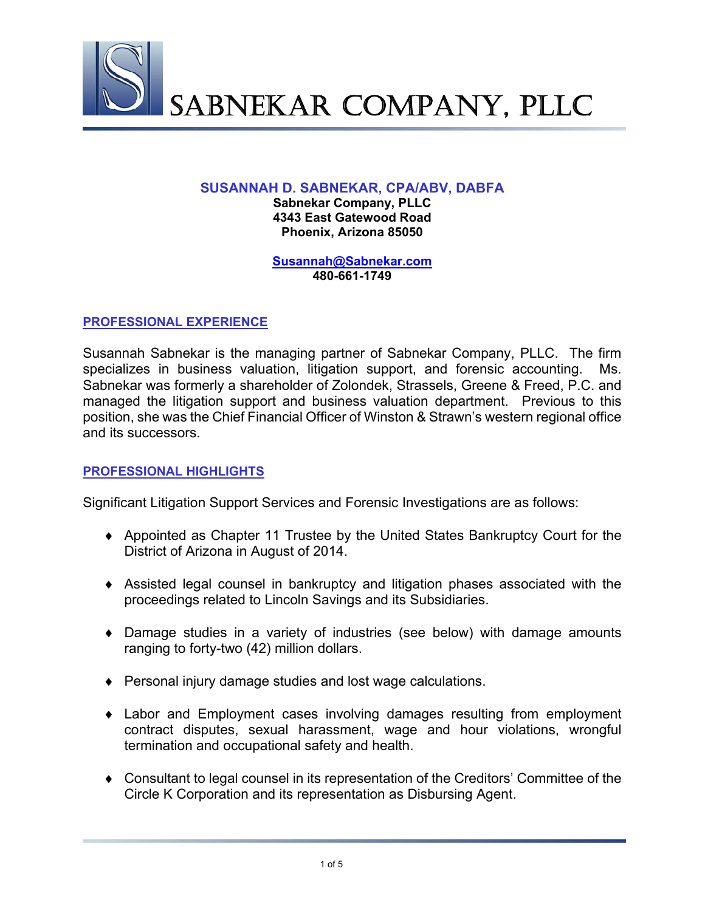# SABNEKAR COMPANY, PLLC

**SUSANNAH D. SABNEKAR, CPA/ABV, DABFA**
**Sabnekar Company, PLLC**
**4343 East Gatewood Road**
**Phoenix, Arizona 85050**

**Susannah@Sabnekar.com**
**480-661-1749**

## PROFESSIONAL EXPERIENCE

Susannah Sabnekar is the managing partner of Sabnekar Company, PLLC. The firm specializes in business valuation, litigation support, and forensic accounting. Ms. Sabnekar was formerly a shareholder of Zolondek, Strassels, Greene & Freed, P.C. and managed the litigation support and business valuation department. Previous to this position, she was the Chief Financial Officer of Winston & Strawn's western regional office and its successors.

## PROFESSIONAL HIGHLIGHTS

Significant Litigation Support Services and Forensic Investigations are as follows:

- Appointed as Chapter 11 Trustee by the United States Bankruptcy Court for the District of Arizona in August of 2014.
- Assisted legal counsel in bankruptcy and litigation phases associated with the proceedings related to Lincoln Savings and its Subsidiaries.
- Damage studies in a variety of industries (see below) with damage amounts ranging to forty-two (42) million dollars.
- Personal injury damage studies and lost wage calculations.
- Labor and Employment cases involving damages resulting from employment contract disputes, sexual harassment, wage and hour violations, wrongful termination and occupational safety and health.
- Consultant to legal counsel in its representation of the Creditors' Committee of the Circle K Corporation and its representation as Disbursing Agent.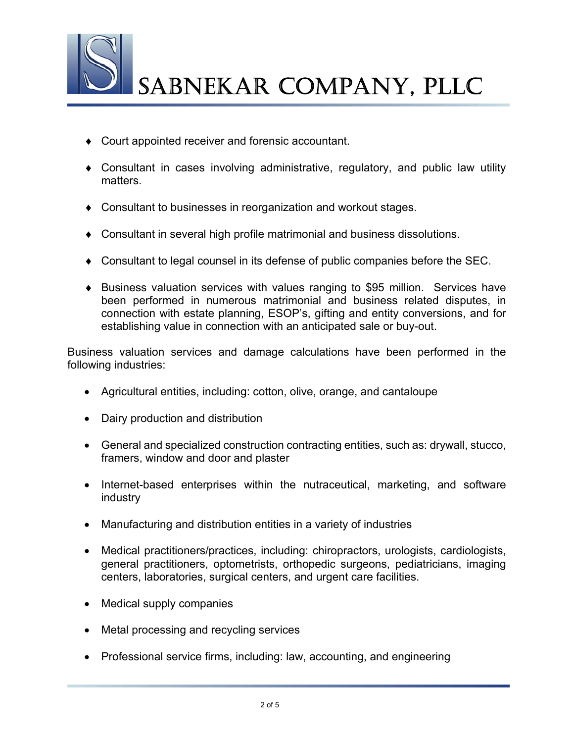- Court appointed receiver and forensic accountant.
- Consultant in cases involving administrative, regulatory, and public law utility matters.
- Consultant to businesses in reorganization and workout stages.
- Consultant in several high profile matrimonial and business dissolutions.
- Consultant to legal counsel in its defense of public companies before the SEC.
- Business valuation services with values ranging to $95 million. Services have been performed in numerous matrimonial and business related disputes, in connection with estate planning, ESOP's, gifting and entity conversions, and for establishing value in connection with an anticipated sale or buy-out.

Business valuation services and damage calculations have been performed in the following industries:

- Agricultural entities, including: cotton, olive, orange, and cantaloupe
- Dairy production and distribution
- General and specialized construction contracting entities, such as: drywall, stucco, framers, window and door and plaster
- Internet-based enterprises within the nutraceutical, marketing, and software industry
- Manufacturing and distribution entities in a variety of industries
- Medical practitioners/practices, including: chiropractors, urologists, cardiologists, general practitioners, optometrists, orthopedic surgeons, pediatricians, imaging centers, laboratories, surgical centers, and urgent care facilities.
- Medical supply companies
- Metal processing and recycling services
- Professional service firms, including: law, accounting, and engineering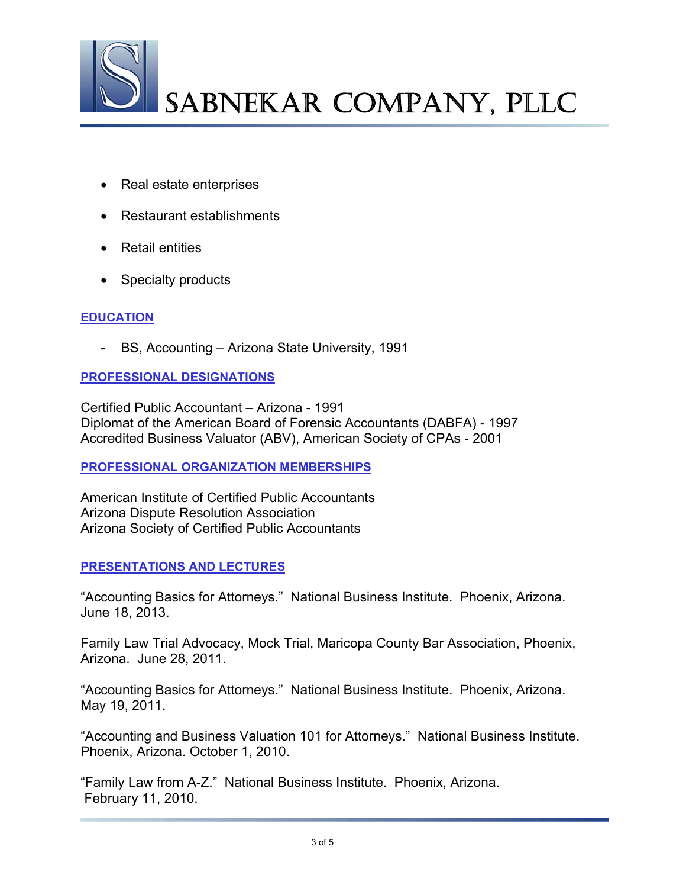- Real estate enterprises
- Restaurant establishments
- Retail entities
- Specialty products

## EDUCATION

- BS, Accounting – Arizona State University, 1991

## PROFESSIONAL DESIGNATIONS

Certified Public Accountant – Arizona - 1991
Diplomat of the American Board of Forensic Accountants (DABFA) - 1997
Accredited Business Valuator (ABV), American Society of CPAs - 2001

## PROFESSIONAL ORGANIZATION MEMBERSHIPS

American Institute of Certified Public Accountants
Arizona Dispute Resolution Association
Arizona Society of Certified Public Accountants

## PRESENTATIONS AND LECTURES

"Accounting Basics for Attorneys." National Business Institute. Phoenix, Arizona. June 18, 2013.

Family Law Trial Advocacy, Mock Trial, Maricopa County Bar Association, Phoenix, Arizona. June 28, 2011.

"Accounting Basics for Attorneys." National Business Institute. Phoenix, Arizona. May 19, 2011.

"Accounting and Business Valuation 101 for Attorneys." National Business Institute. Phoenix, Arizona. October 1, 2010.

"Family Law from A-Z." National Business Institute. Phoenix, Arizona. February 11, 2010.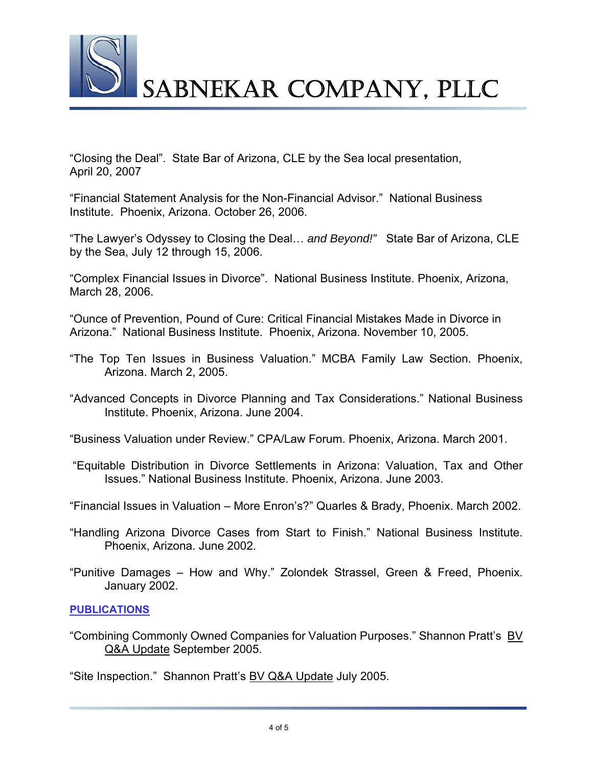"Closing the Deal". State Bar of Arizona, CLE by the Sea local presentation, April 20, 2007

"Financial Statement Analysis for the Non-Financial Advisor." National Business Institute. Phoenix, Arizona. October 26, 2006.

"The Lawyer's Odyssey to Closing the Deal… *and Beyond!"* State Bar of Arizona, CLE by the Sea, July 12 through 15, 2006.

"Complex Financial Issues in Divorce". National Business Institute. Phoenix, Arizona, March 28, 2006.

"Ounce of Prevention, Pound of Cure: Critical Financial Mistakes Made in Divorce in Arizona." National Business Institute. Phoenix, Arizona. November 10, 2005.

"The Top Ten Issues in Business Valuation." MCBA Family Law Section. Phoenix, Arizona. March 2, 2005.

"Advanced Concepts in Divorce Planning and Tax Considerations." National Business Institute. Phoenix, Arizona. June 2004.

"Business Valuation under Review." CPA/Law Forum. Phoenix, Arizona. March 2001.

"Equitable Distribution in Divorce Settlements in Arizona: Valuation, Tax and Other Issues." National Business Institute. Phoenix, Arizona. June 2003.

"Financial Issues in Valuation – More Enron's?" Quarles & Brady, Phoenix. March 2002.

"Handling Arizona Divorce Cases from Start to Finish." National Business Institute. Phoenix, Arizona. June 2002.

"Punitive Damages – How and Why." Zolondek Strassel, Green & Freed, Phoenix. January 2002.

**PUBLICATIONS**

"Combining Commonly Owned Companies for Valuation Purposes." Shannon Pratt's BV Q&A Update September 2005.

"Site Inspection." Shannon Pratt's BV Q&A Update July 2005.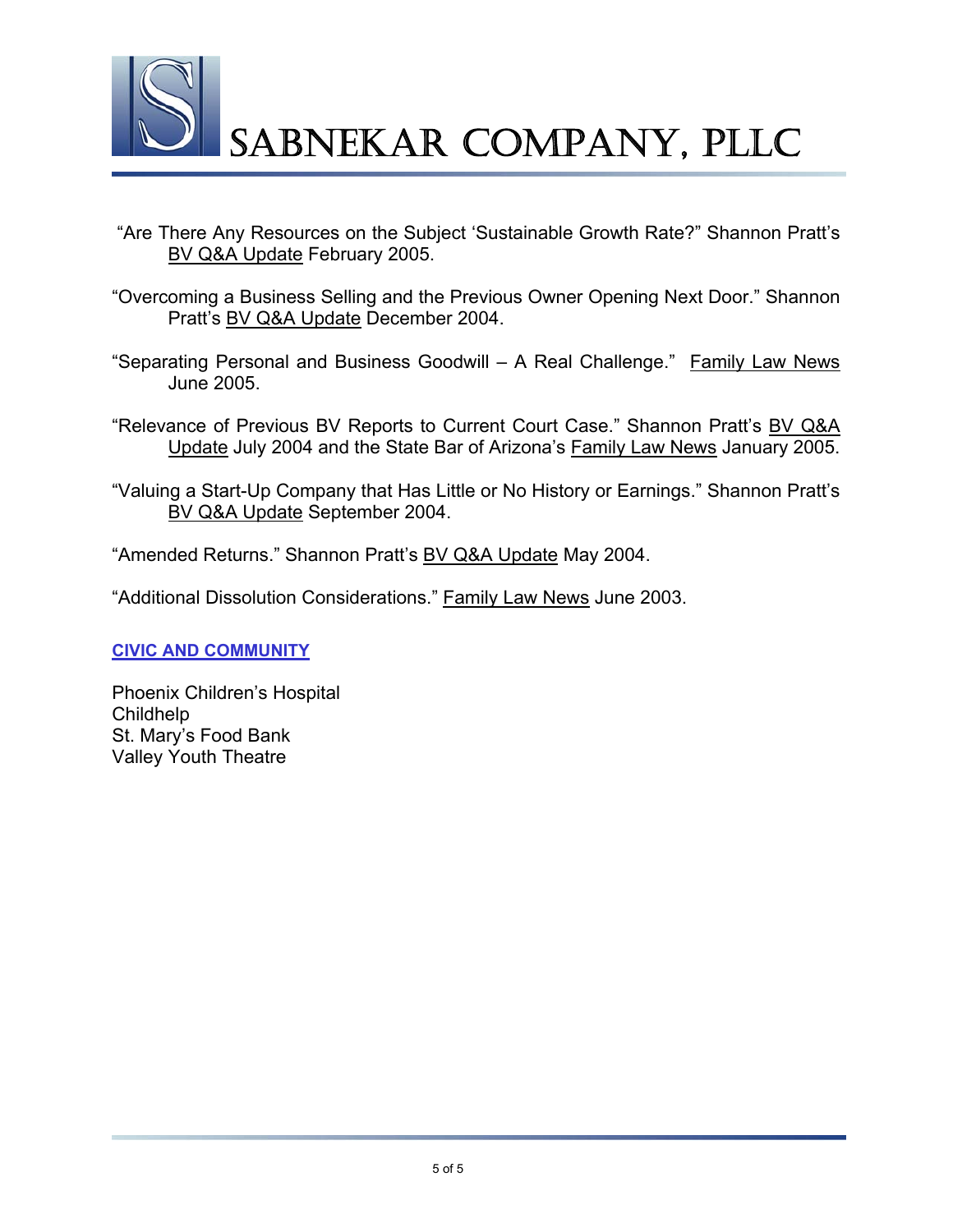"Are There Any Resources on the Subject 'Sustainable Growth Rate?" Shannon Pratt's BV Q&A Update February 2005.

"Overcoming a Business Selling and the Previous Owner Opening Next Door." Shannon Pratt's BV Q&A Update December 2004.

"Separating Personal and Business Goodwill – A Real Challenge." Family Law News June 2005.

"Relevance of Previous BV Reports to Current Court Case." Shannon Pratt's BV Q&A Update July 2004 and the State Bar of Arizona's Family Law News January 2005.

"Valuing a Start-Up Company that Has Little or No History or Earnings." Shannon Pratt's BV Q&A Update September 2004.

"Amended Returns." Shannon Pratt's BV Q&A Update May 2004.

"Additional Dissolution Considerations." Family Law News June 2003.

## CIVIC AND COMMUNITY

Phoenix Children's Hospital
Childhelp
St. Mary's Food Bank
Valley Youth Theatre